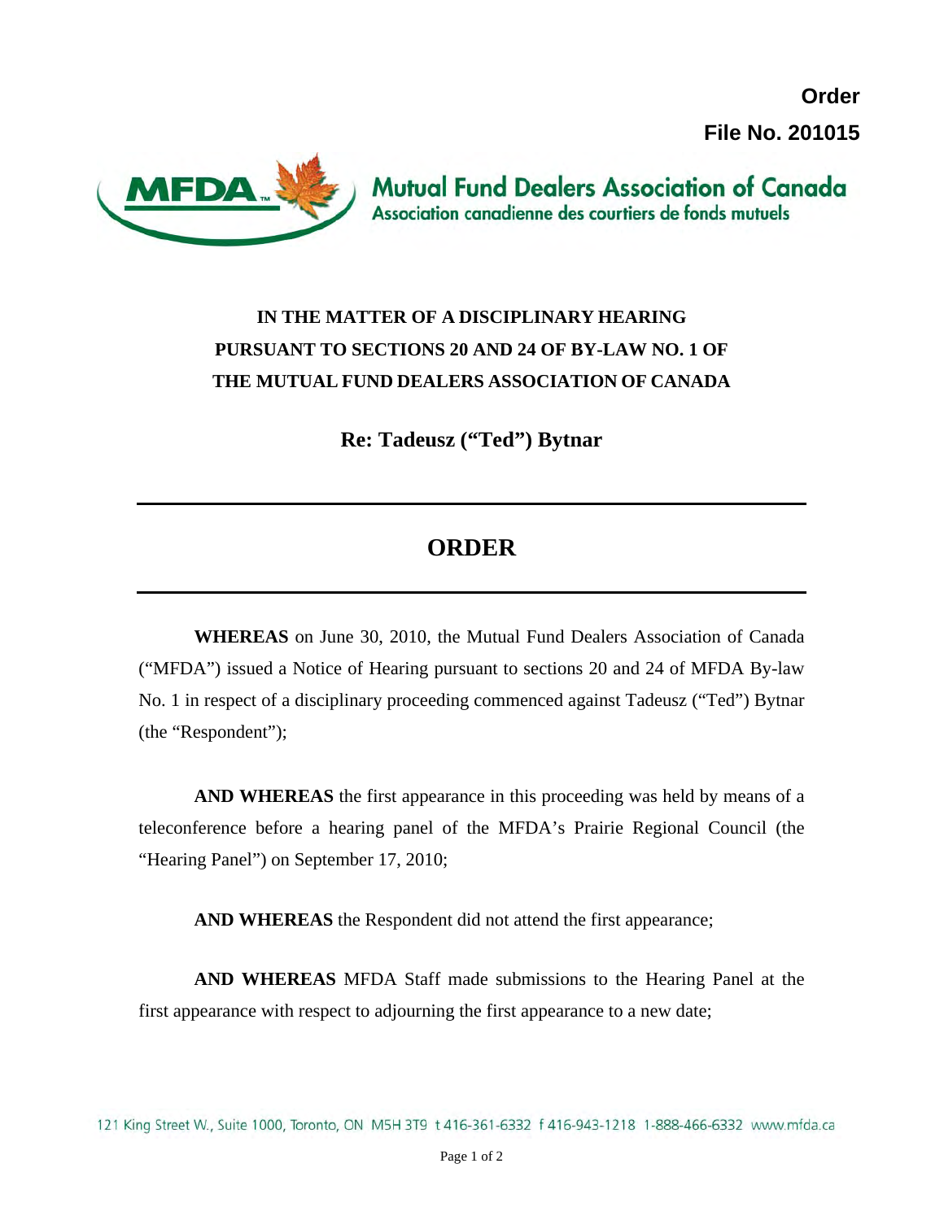**Order**

**File No. 201015**

**Mutual Fund Dealers Association of Canada**
Association canadienne des courtiers de fonds mutuels

**IN THE MATTER OF A DISCIPLINARY HEARING PURSUANT TO SECTIONS 20 AND 24 OF BY-LAW NO. 1 OF THE MUTUAL FUND DEALERS ASSOCIATION OF CANADA**

**Re: Tadeusz ("Ted") Bytnar**

---

# ORDER

---

**WHEREAS** on June 30, 2010, the Mutual Fund Dealers Association of Canada ("MFDA") issued a Notice of Hearing pursuant to sections 20 and 24 of MFDA By-law No. 1 in respect of a disciplinary proceeding commenced against Tadeusz ("Ted") Bytnar (the "Respondent");

**AND WHEREAS** the first appearance in this proceeding was held by means of a teleconference before a hearing panel of the MFDA's Prairie Regional Council (the "Hearing Panel") on September 17, 2010;

**AND WHEREAS** the Respondent did not attend the first appearance;

**AND WHEREAS** MFDA Staff made submissions to the Hearing Panel at the first appearance with respect to adjourning the first appearance to a new date;

121 King Street W., Suite 1000, Toronto, ON M5H 3T9 t 416-361-6332 f 416-943-1218 1-888-466-6332 www.mfda.ca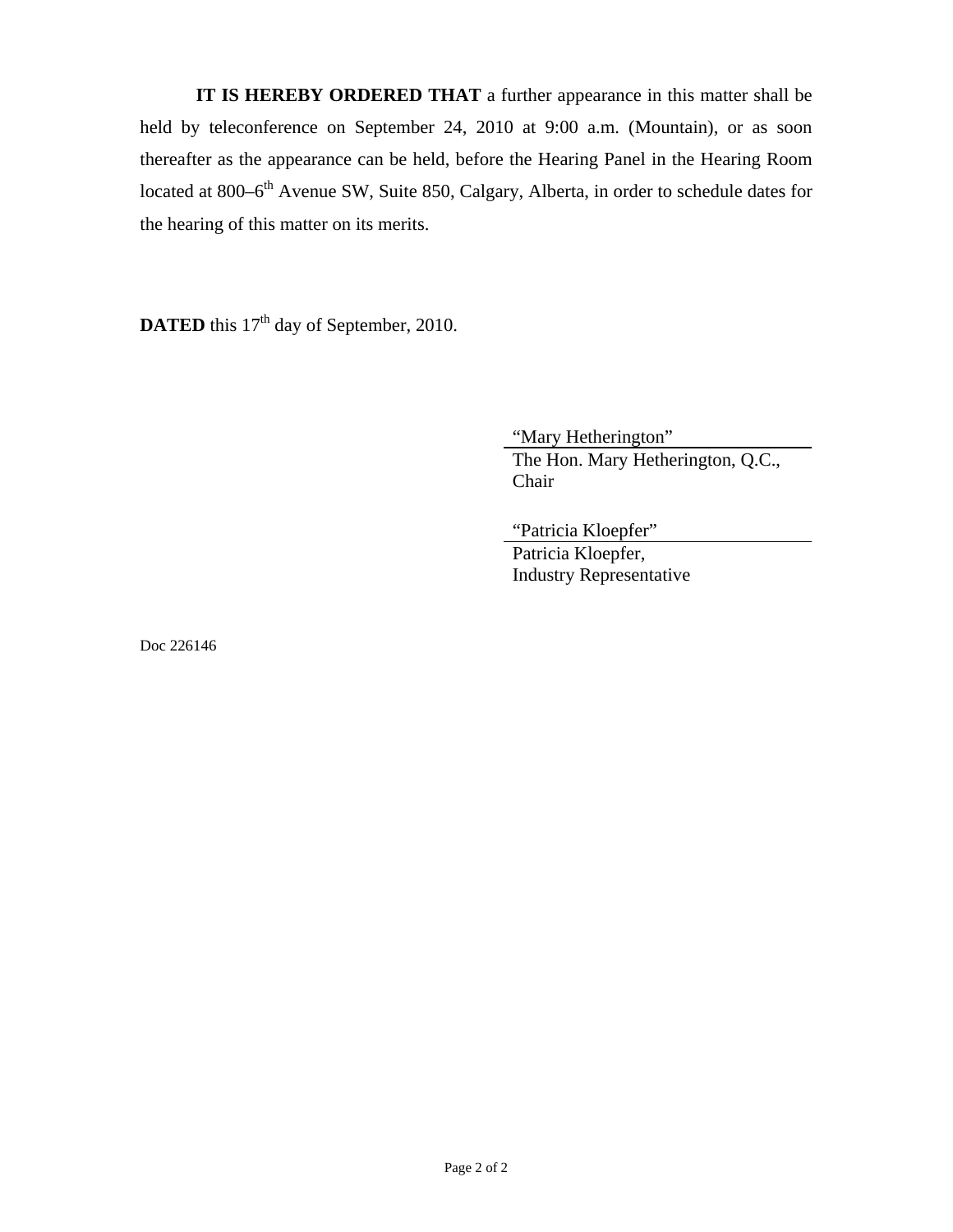**IT IS HEREBY ORDERED THAT** a further appearance in this matter shall be held by teleconference on September 24, 2010 at 9:00 a.m. (Mountain), or as soon thereafter as the appearance can be held, before the Hearing Panel in the Hearing Room located at 800–6th Avenue SW, Suite 850, Calgary, Alberta, in order to schedule dates for the hearing of this matter on its merits.

**DATED** this 17th day of September, 2010.

"Mary Hetherington"
The Hon. Mary Hetherington, Q.C.,
Chair

"Patricia Kloepfer"
Patricia Kloepfer,
Industry Representative

Doc 226146